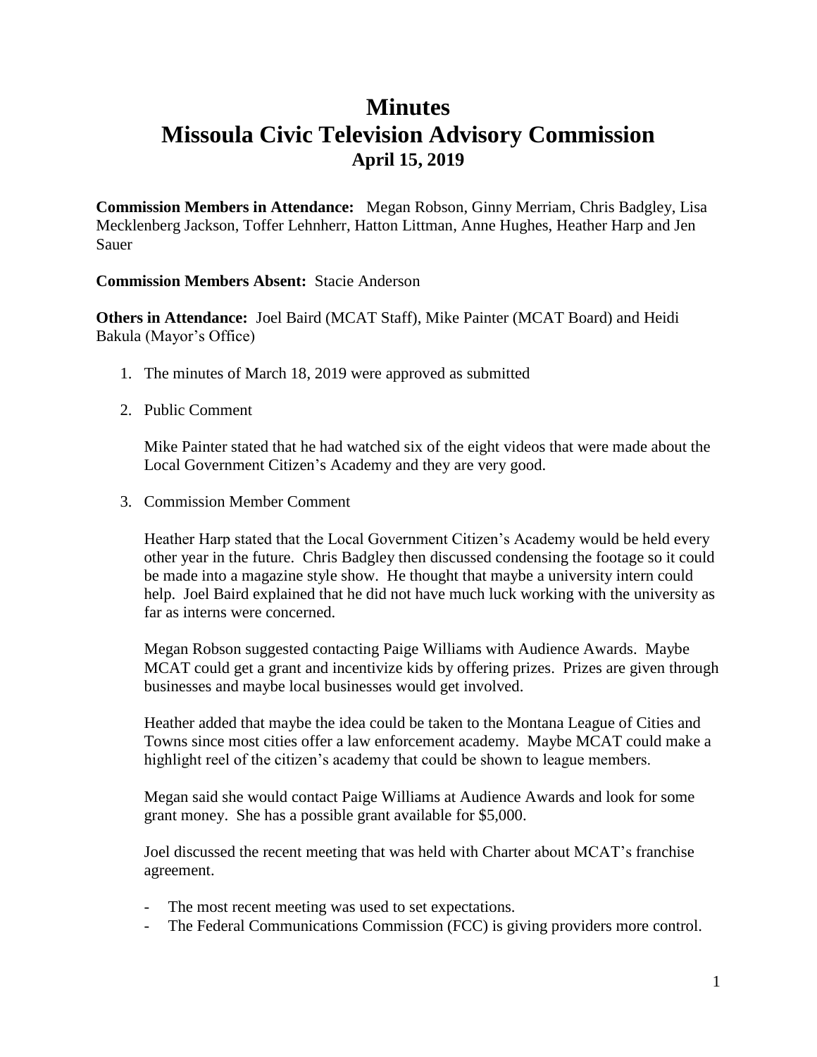# Minutes
# Missoula Civic Television Advisory Commission
## April 15, 2019

**Commission Members in Attendance:** Megan Robson, Ginny Merriam, Chris Badgley, Lisa Mecklenberg Jackson, Toffer Lehnherr, Hatton Littman, Anne Hughes, Heather Harp and Jen Sauer

**Commission Members Absent:** Stacie Anderson

**Others in Attendance:** Joel Baird (MCAT Staff), Mike Painter (MCAT Board) and Heidi Bakula (Mayor's Office)

1. The minutes of March 18, 2019 were approved as submitted

2. Public Comment

   Mike Painter stated that he had watched six of the eight videos that were made about the Local Government Citizen's Academy and they are very good.

3. Commission Member Comment

   Heather Harp stated that the Local Government Citizen's Academy would be held every other year in the future. Chris Badgley then discussed condensing the footage so it could be made into a magazine style show. He thought that maybe a university intern could help. Joel Baird explained that he did not have much luck working with the university as far as interns were concerned.

   Megan Robson suggested contacting Paige Williams with Audience Awards. Maybe MCAT could get a grant and incentivize kids by offering prizes. Prizes are given through businesses and maybe local businesses would get involved.

   Heather added that maybe the idea could be taken to the Montana League of Cities and Towns since most cities offer a law enforcement academy. Maybe MCAT could make a highlight reel of the citizen's academy that could be shown to league members.

   Megan said she would contact Paige Williams at Audience Awards and look for some grant money. She has a possible grant available for $5,000.

   Joel discussed the recent meeting that was held with Charter about MCAT's franchise agreement.

   - The most recent meeting was used to set expectations.
   - The Federal Communications Commission (FCC) is giving providers more control.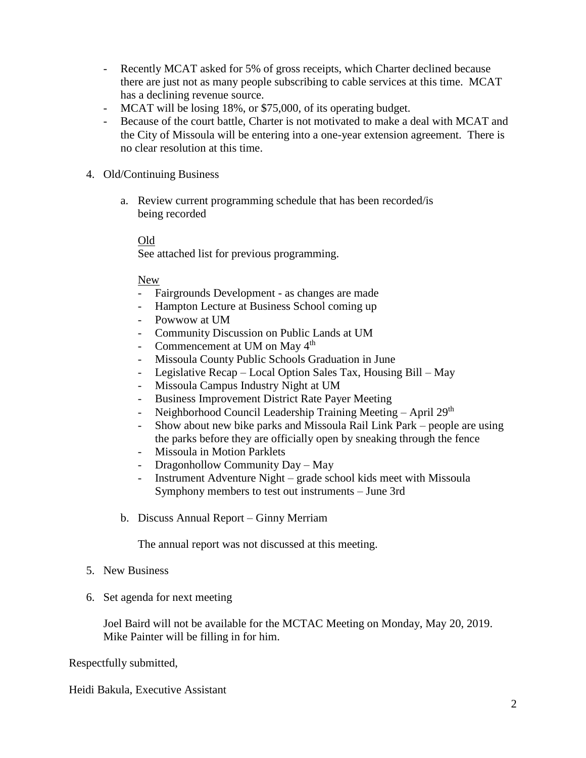- Recently MCAT asked for 5% of gross receipts, which Charter declined because there are just not as many people subscribing to cable services at this time. MCAT has a declining revenue source.
- MCAT will be losing 18%, or $75,000, of its operating budget.
- Because of the court battle, Charter is not motivated to make a deal with MCAT and the City of Missoula will be entering into a one-year extension agreement. There is no clear resolution at this time.

4. Old/Continuing Business

   a. Review current programming schedule that has been recorded/is being recorded

      Old
      See attached list for previous programming.

      New
      - Fairgrounds Development - as changes are made
      - Hampton Lecture at Business School coming up
      - Powwow at UM
      - Community Discussion on Public Lands at UM
      - Commencement at UM on May 4th
      - Missoula County Public Schools Graduation in June
      - Legislative Recap – Local Option Sales Tax, Housing Bill – May
      - Missoula Campus Industry Night at UM
      - Business Improvement District Rate Payer Meeting
      - Neighborhood Council Leadership Training Meeting – April 29th
      - Show about new bike parks and Missoula Rail Link Park – people are using the parks before they are officially open by sneaking through the fence
      - Missoula in Motion Parklets
      - Dragonhollow Community Day – May
      - Instrument Adventure Night – grade school kids meet with Missoula Symphony members to test out instruments – June 3rd

   b. Discuss Annual Report – Ginny Merriam

      The annual report was not discussed at this meeting.

5. New Business

6. Set agenda for next meeting

   Joel Baird will not be available for the MCTAC Meeting on Monday, May 20, 2019. Mike Painter will be filling in for him.

Respectfully submitted,

Heidi Bakula, Executive Assistant